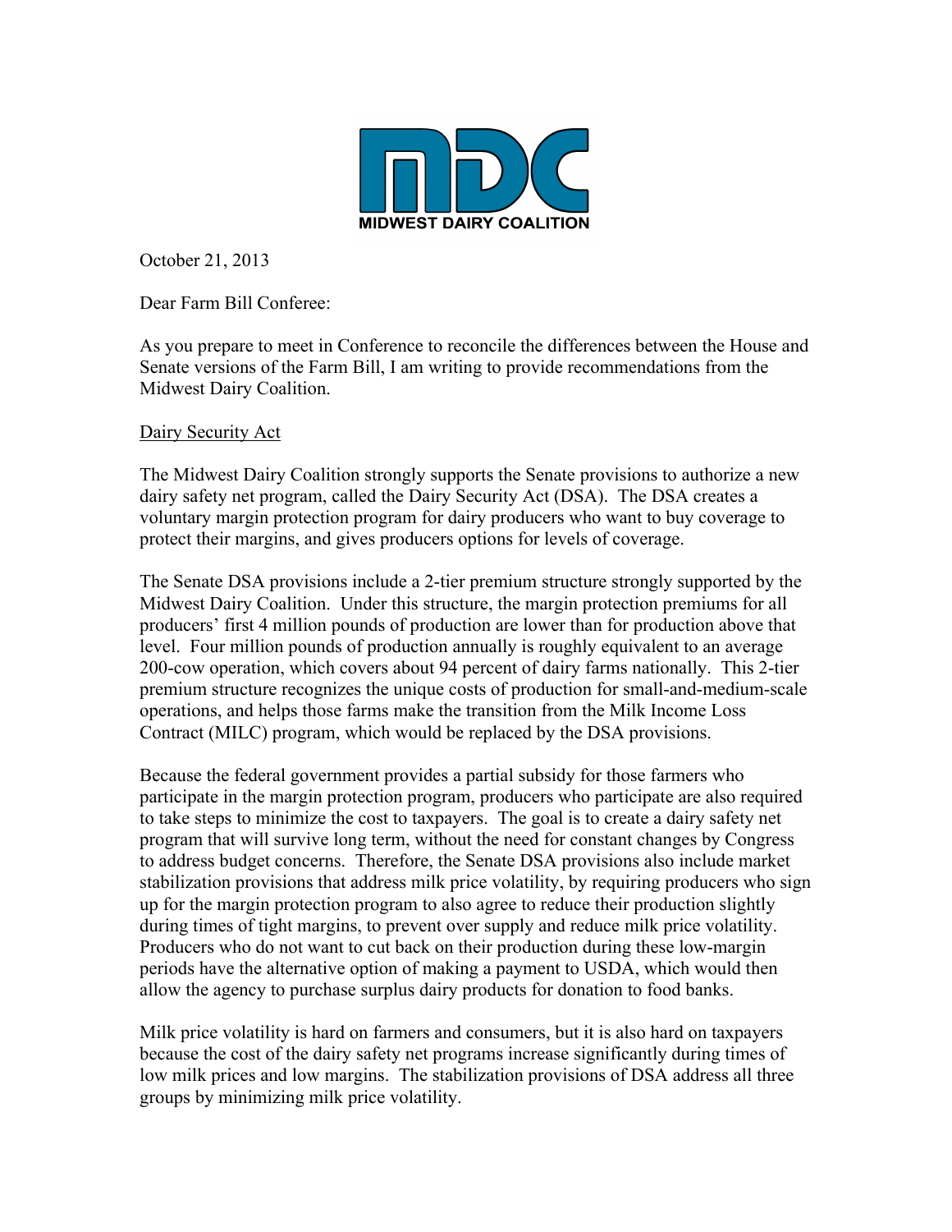MIDWEST DAIRY COALITION

October 21, 2013

Dear Farm Bill Conferee:

As you prepare to meet in Conference to reconcile the differences between the House and Senate versions of the Farm Bill, I am writing to provide recommendations from the Midwest Dairy Coalition.

<u>Dairy Security Act</u>

The Midwest Dairy Coalition strongly supports the Senate provisions to authorize a new dairy safety net program, called the Dairy Security Act (DSA). The DSA creates a voluntary margin protection program for dairy producers who want to buy coverage to protect their margins, and gives producers options for levels of coverage.

The Senate DSA provisions include a 2-tier premium structure strongly supported by the Midwest Dairy Coalition. Under this structure, the margin protection premiums for all producers' first 4 million pounds of production are lower than for production above that level. Four million pounds of production annually is roughly equivalent to an average 200-cow operation, which covers about 94 percent of dairy farms nationally. This 2-tier premium structure recognizes the unique costs of production for small-and-medium-scale operations, and helps those farms make the transition from the Milk Income Loss Contract (MILC) program, which would be replaced by the DSA provisions.

Because the federal government provides a partial subsidy for those farmers who participate in the margin protection program, producers who participate are also required to take steps to minimize the cost to taxpayers. The goal is to create a dairy safety net program that will survive long term, without the need for constant changes by Congress to address budget concerns. Therefore, the Senate DSA provisions also include market stabilization provisions that address milk price volatility, by requiring producers who sign up for the margin protection program to also agree to reduce their production slightly during times of tight margins, to prevent over supply and reduce milk price volatility. Producers who do not want to cut back on their production during these low-margin periods have the alternative option of making a payment to USDA, which would then allow the agency to purchase surplus dairy products for donation to food banks.

Milk price volatility is hard on farmers and consumers, but it is also hard on taxpayers because the cost of the dairy safety net programs increase significantly during times of low milk prices and low margins. The stabilization provisions of DSA address all three groups by minimizing milk price volatility.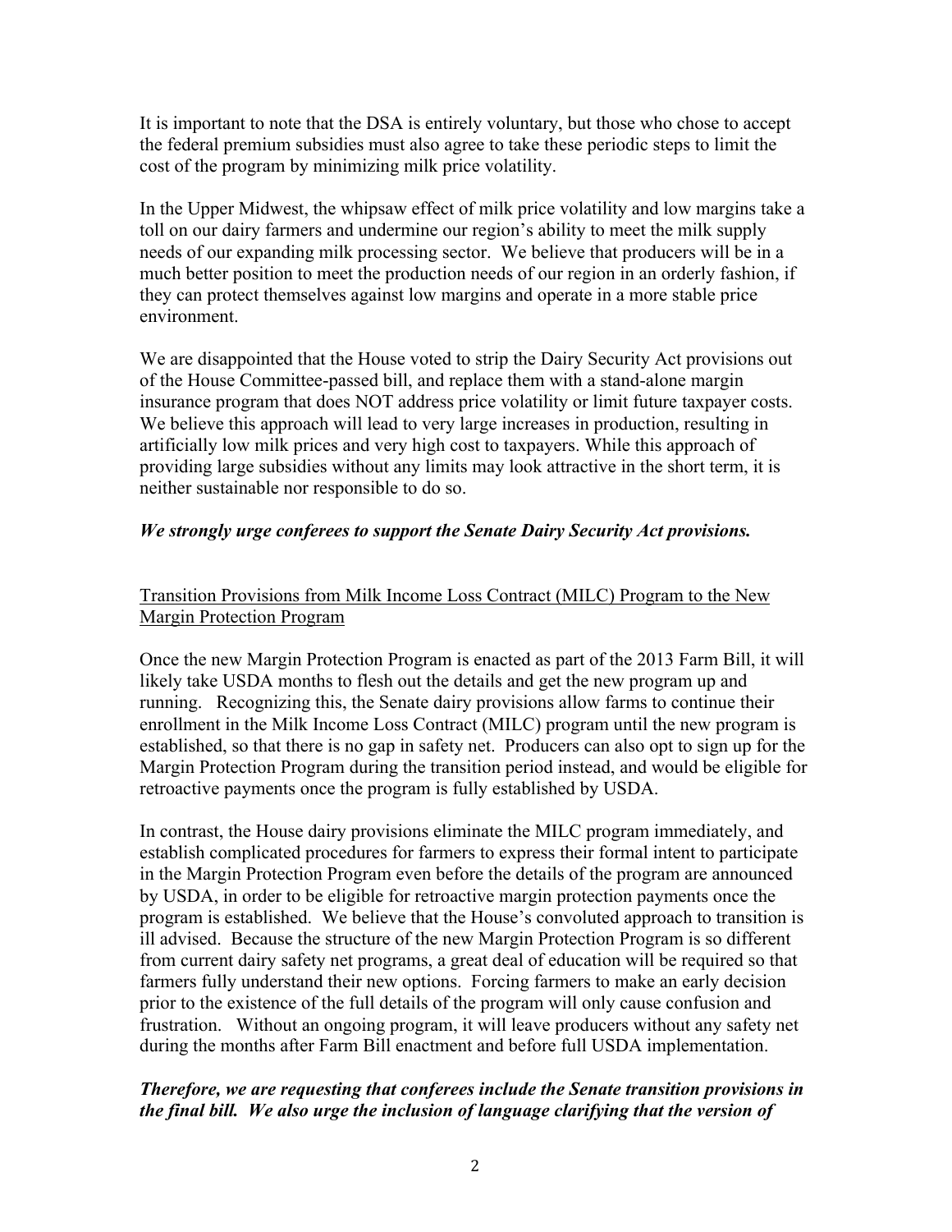It is important to note that the DSA is entirely voluntary, but those who chose to accept the federal premium subsidies must also agree to take these periodic steps to limit the cost of the program by minimizing milk price volatility.

In the Upper Midwest, the whipsaw effect of milk price volatility and low margins take a toll on our dairy farmers and undermine our region's ability to meet the milk supply needs of our expanding milk processing sector. We believe that producers will be in a much better position to meet the production needs of our region in an orderly fashion, if they can protect themselves against low margins and operate in a more stable price environment.

We are disappointed that the House voted to strip the Dairy Security Act provisions out of the House Committee-passed bill, and replace them with a stand-alone margin insurance program that does NOT address price volatility or limit future taxpayer costs. We believe this approach will lead to very large increases in production, resulting in artificially low milk prices and very high cost to taxpayers. While this approach of providing large subsidies without any limits may look attractive in the short term, it is neither sustainable nor responsible to do so.

***We strongly urge conferees to support the Senate Dairy Security Act provisions.***

<u>Transition Provisions from Milk Income Loss Contract (MILC) Program to the New Margin Protection Program</u>

Once the new Margin Protection Program is enacted as part of the 2013 Farm Bill, it will likely take USDA months to flesh out the details and get the new program up and running. Recognizing this, the Senate dairy provisions allow farms to continue their enrollment in the Milk Income Loss Contract (MILC) program until the new program is established, so that there is no gap in safety net. Producers can also opt to sign up for the Margin Protection Program during the transition period instead, and would be eligible for retroactive payments once the program is fully established by USDA.

In contrast, the House dairy provisions eliminate the MILC program immediately, and establish complicated procedures for farmers to express their formal intent to participate in the Margin Protection Program even before the details of the program are announced by USDA, in order to be eligible for retroactive margin protection payments once the program is established. We believe that the House's convoluted approach to transition is ill advised. Because the structure of the new Margin Protection Program is so different from current dairy safety net programs, a great deal of education will be required so that farmers fully understand their new options. Forcing farmers to make an early decision prior to the existence of the full details of the program will only cause confusion and frustration. Without an ongoing program, it will leave producers without any safety net during the months after Farm Bill enactment and before full USDA implementation.

***Therefore, we are requesting that conferees include the Senate transition provisions in the final bill. We also urge the inclusion of language clarifying that the version of***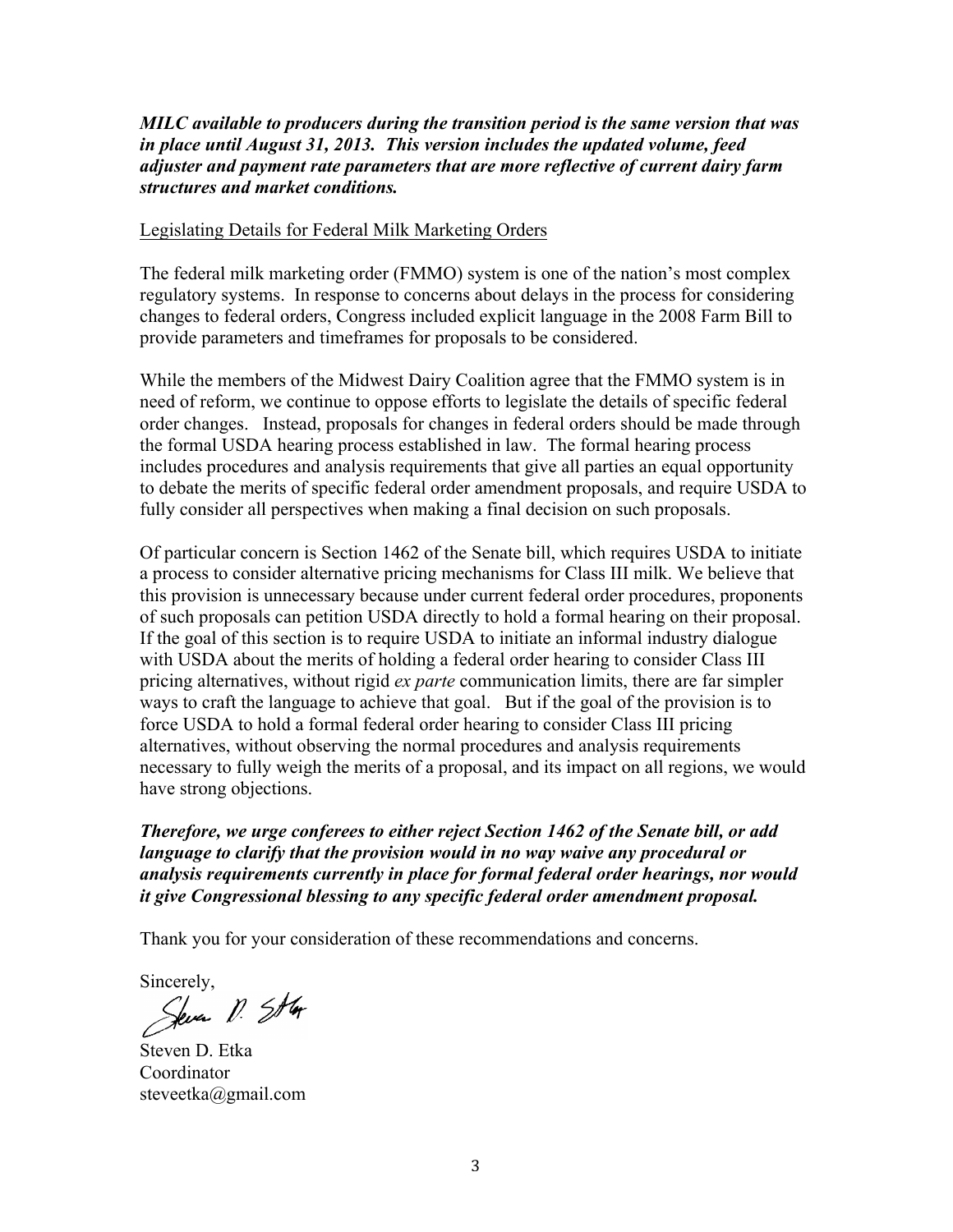***MILC available to producers during the transition period is the same version that was in place until August 31, 2013. This version includes the updated volume, feed adjuster and payment rate parameters that are more reflective of current dairy farm structures and market conditions.***

Legislating Details for Federal Milk Marketing Orders

The federal milk marketing order (FMMO) system is one of the nation's most complex regulatory systems. In response to concerns about delays in the process for considering changes to federal orders, Congress included explicit language in the 2008 Farm Bill to provide parameters and timeframes for proposals to be considered.

While the members of the Midwest Dairy Coalition agree that the FMMO system is in need of reform, we continue to oppose efforts to legislate the details of specific federal order changes. Instead, proposals for changes in federal orders should be made through the formal USDA hearing process established in law. The formal hearing process includes procedures and analysis requirements that give all parties an equal opportunity to debate the merits of specific federal order amendment proposals, and require USDA to fully consider all perspectives when making a final decision on such proposals.

Of particular concern is Section 1462 of the Senate bill, which requires USDA to initiate a process to consider alternative pricing mechanisms for Class III milk. We believe that this provision is unnecessary because under current federal order procedures, proponents of such proposals can petition USDA directly to hold a formal hearing on their proposal. If the goal of this section is to require USDA to initiate an informal industry dialogue with USDA about the merits of holding a federal order hearing to consider Class III pricing alternatives, without rigid *ex parte* communication limits, there are far simpler ways to craft the language to achieve that goal. But if the goal of the provision is to force USDA to hold a formal federal order hearing to consider Class III pricing alternatives, without observing the normal procedures and analysis requirements necessary to fully weigh the merits of a proposal, and its impact on all regions, we would have strong objections.

***Therefore, we urge conferees to either reject Section 1462 of the Senate bill, or add language to clarify that the provision would in no way waive any procedural or analysis requirements currently in place for formal federal order hearings, nor would it give Congressional blessing to any specific federal order amendment proposal.***

Thank you for your consideration of these recommendations and concerns.

Sincerely,

Steven D. Etka
Coordinator
steveetka@gmail.com